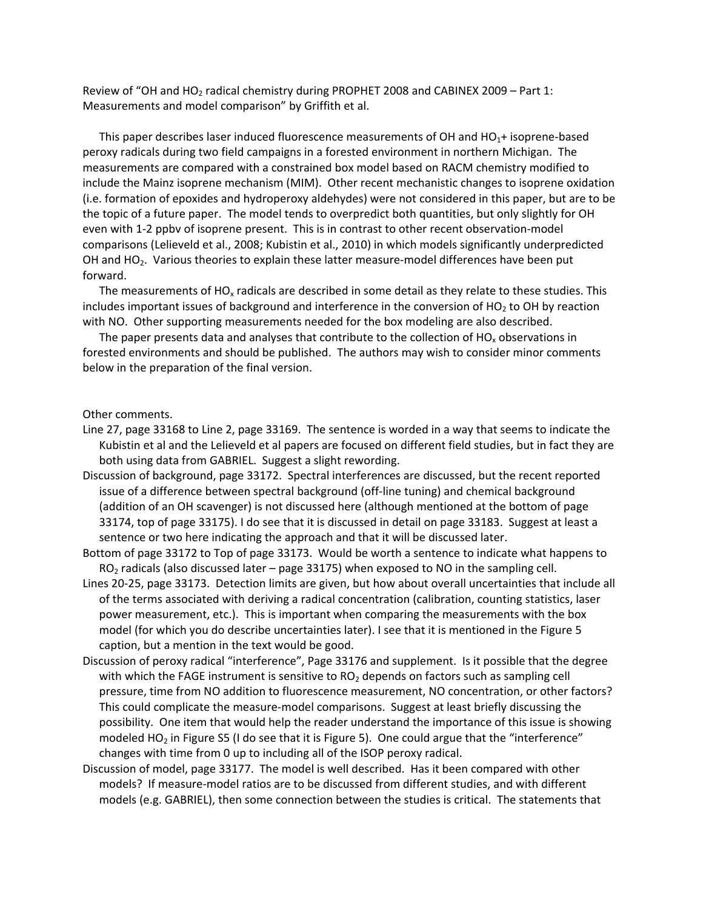Review of "OH and $HO_2$ radical chemistry during PROPHET 2008 and CABINEX 2009 – Part 1: Measurements and model comparison" by Griffith et al.

This paper describes laser induced fluorescence measurements of OH and $HO_1$+ isoprene-based peroxy radicals during two field campaigns in a forested environment in northern Michigan. The measurements are compared with a constrained box model based on RACM chemistry modified to include the Mainz isoprene mechanism (MIM). Other recent mechanistic changes to isoprene oxidation (i.e. formation of epoxides and hydroperoxy aldehydes) were not considered in this paper, but are to be the topic of a future paper. The model tends to overpredict both quantities, but only slightly for OH even with 1-2 ppbv of isoprene present. This is in contrast to other recent observation-model comparisons (Lelieveld et al., 2008; Kubistin et al., 2010) in which models significantly underpredicted OH and $HO_2$. Various theories to explain these latter measure-model differences have been put forward.

The measurements of $HO_x$ radicals are described in some detail as they relate to these studies. This includes important issues of background and interference in the conversion of $HO_2$ to OH by reaction with NO. Other supporting measurements needed for the box modeling are also described.

The paper presents data and analyses that contribute to the collection of $HO_x$ observations in forested environments and should be published. The authors may wish to consider minor comments below in the preparation of the final version.

Other comments.

Line 27, page 33168 to Line 2, page 33169. The sentence is worded in a way that seems to indicate the Kubistin et al and the Lelieveld et al papers are focused on different field studies, but in fact they are both using data from GABRIEL. Suggest a slight rewording.

Discussion of background, page 33172. Spectral interferences are discussed, but the recent reported issue of a difference between spectral background (off-line tuning) and chemical background (addition of an OH scavenger) is not discussed here (although mentioned at the bottom of page 33174, top of page 33175). I do see that it is discussed in detail on page 33183. Suggest at least a sentence or two here indicating the approach and that it will be discussed later.

Bottom of page 33172 to Top of page 33173. Would be worth a sentence to indicate what happens to $RO_2$ radicals (also discussed later – page 33175) when exposed to NO in the sampling cell.

Lines 20-25, page 33173. Detection limits are given, but how about overall uncertainties that include all of the terms associated with deriving a radical concentration (calibration, counting statistics, laser power measurement, etc.). This is important when comparing the measurements with the box model (for which you do describe uncertainties later). I see that it is mentioned in the Figure 5 caption, but a mention in the text would be good.

Discussion of peroxy radical "interference", Page 33176 and supplement. Is it possible that the degree with which the FAGE instrument is sensitive to $RO_2$ depends on factors such as sampling cell pressure, time from NO addition to fluorescence measurement, NO concentration, or other factors? This could complicate the measure-model comparisons. Suggest at least briefly discussing the possibility. One item that would help the reader understand the importance of this issue is showing modeled $HO_2$ in Figure S5 (I do see that it is Figure 5). One could argue that the "interference" changes with time from 0 up to including all of the ISOP peroxy radical.

Discussion of model, page 33177. The model is well described. Has it been compared with other models? If measure-model ratios are to be discussed from different studies, and with different models (e.g. GABRIEL), then some connection between the studies is critical. The statements that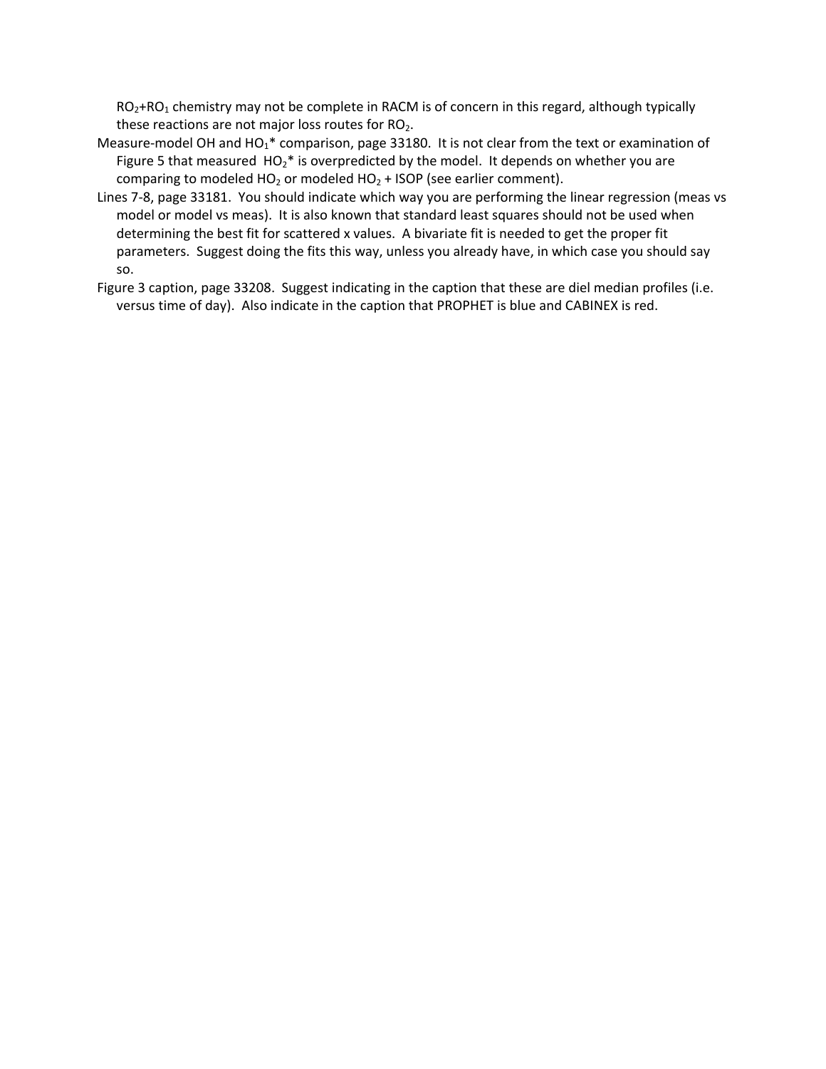$RO_2$+$RO_1$ chemistry may not be complete in RACM is of concern in this regard, although typically these reactions are not major loss routes for $RO_2$.

Measure-model OH and $HO_1$* comparison, page 33180. It is not clear from the text or examination of Figure 5 that measured $HO_2$* is overpredicted by the model. It depends on whether you are comparing to modeled $HO_2$ or modeled $HO_2$ + ISOP (see earlier comment).

Lines 7-8, page 33181. You should indicate which way you are performing the linear regression (meas vs model or model vs meas). It is also known that standard least squares should not be used when determining the best fit for scattered x values. A bivariate fit is needed to get the proper fit parameters. Suggest doing the fits this way, unless you already have, in which case you should say so.

Figure 3 caption, page 33208. Suggest indicating in the caption that these are diel median profiles (i.e. versus time of day). Also indicate in the caption that PROPHET is blue and CABINEX is red.